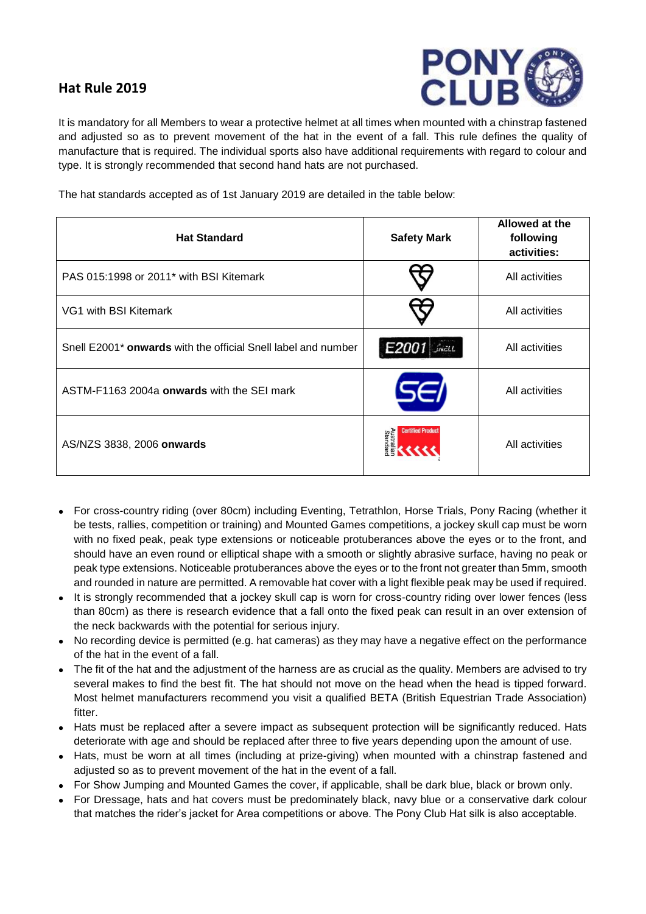## Hat Rule 2019

It is mandatory for all Members to wear a protective helmet at all times when mounted with a chinstrap fastened and adjusted so as to prevent movement of the hat in the event of a fall. This rule defines the quality of manufacture that is required. The individual sports also have additional requirements with regard to colour and type. It is strongly recommended that second hand hats are not purchased.

The hat standards accepted as of 1st January 2019 are detailed in the table below:

| Hat Standard | Safety Mark | Allowed at the following activities: |
|---|---|---|
| PAS 015:1998 or 2011* with BSI Kitemark | | All activities |
| VG1 with BSI Kitemark | | All activities |
| Snell E2001* **onwards** with the official Snell label and number | E2001 SNELL | All activities |
| ASTM-F1163 2004a **onwards** with the SEI mark | SEI | All activities |
| AS/NZS 3838, 2006 **onwards** | Certified Product Australian Standard | All activities |

- For cross-country riding (over 80cm) including Eventing, Tetrathlon, Horse Trials, Pony Racing (whether it be tests, rallies, competition or training) and Mounted Games competitions, a jockey skull cap must be worn with no fixed peak, peak type extensions or noticeable protuberances above the eyes or to the front, and should have an even round or elliptical shape with a smooth or slightly abrasive surface, having no peak or peak type extensions. Noticeable protuberances above the eyes or to the front not greater than 5mm, smooth and rounded in nature are permitted. A removable hat cover with a light flexible peak may be used if required.
- It is strongly recommended that a jockey skull cap is worn for cross-country riding over lower fences (less than 80cm) as there is research evidence that a fall onto the fixed peak can result in an over extension of the neck backwards with the potential for serious injury.
- No recording device is permitted (e.g. hat cameras) as they may have a negative effect on the performance of the hat in the event of a fall.
- The fit of the hat and the adjustment of the harness are as crucial as the quality. Members are advised to try several makes to find the best fit. The hat should not move on the head when the head is tipped forward. Most helmet manufacturers recommend you visit a qualified BETA (British Equestrian Trade Association) fitter.
- Hats must be replaced after a severe impact as subsequent protection will be significantly reduced. Hats deteriorate with age and should be replaced after three to five years depending upon the amount of use.
- Hats, must be worn at all times (including at prize-giving) when mounted with a chinstrap fastened and adjusted so as to prevent movement of the hat in the event of a fall.
- For Show Jumping and Mounted Games the cover, if applicable, shall be dark blue, black or brown only.
- For Dressage, hats and hat covers must be predominately black, navy blue or a conservative dark colour that matches the rider's jacket for Area competitions or above. The Pony Club Hat silk is also acceptable.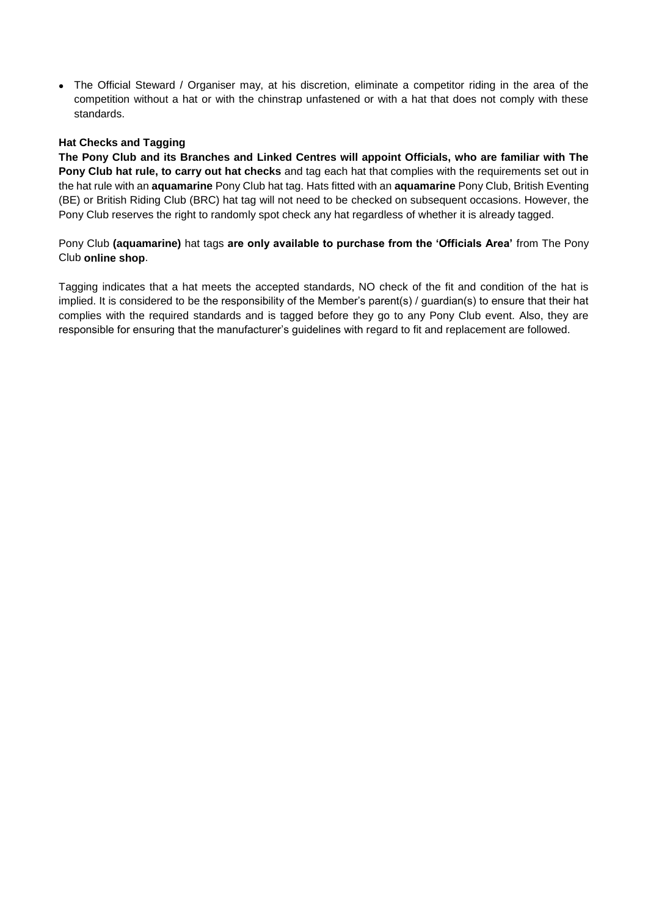- The Official Steward / Organiser may, at his discretion, eliminate a competitor riding in the area of the competition without a hat or with the chinstrap unfastened or with a hat that does not comply with these standards.

**Hat Checks and Tagging**

**The Pony Club and its Branches and Linked Centres will appoint Officials, who are familiar with The Pony Club hat rule, to carry out hat checks** and tag each hat that complies with the requirements set out in the hat rule with an **aquamarine** Pony Club hat tag. Hats fitted with an **aquamarine** Pony Club, British Eventing (BE) or British Riding Club (BRC) hat tag will not need to be checked on subsequent occasions. However, the Pony Club reserves the right to randomly spot check any hat regardless of whether it is already tagged.

Pony Club **(aquamarine)** hat tags **are only available to purchase from the 'Officials Area'** from The Pony Club **online shop**.

Tagging indicates that a hat meets the accepted standards, NO check of the fit and condition of the hat is implied. It is considered to be the responsibility of the Member's parent(s) / guardian(s) to ensure that their hat complies with the required standards and is tagged before they go to any Pony Club event. Also, they are responsible for ensuring that the manufacturer's guidelines with regard to fit and replacement are followed.